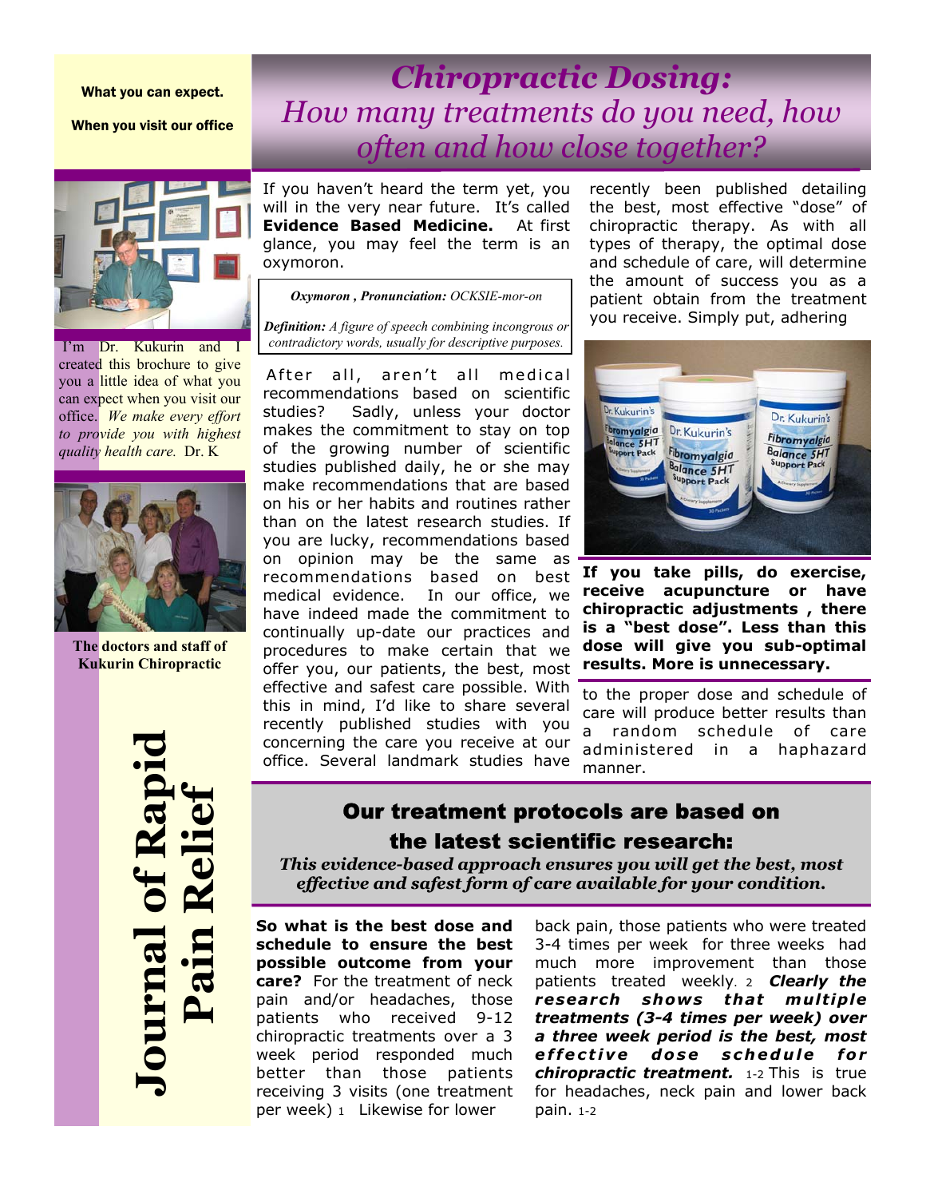What you can expect.

When you visit our office

I'm Dr. Kukurin and I created this brochure to give you a little idea of what you can expect when you visit our office. *We make every effort to provide you with highest quality health care.* Dr. K

**The doctors and staff of Kukurin Chiropractic**

**Journal of Rapid Pain Relief**

# *Chiropractic Dosing:*
## *How many treatments do you need, how often and how close together?*

If you haven't heard the term yet, you will in the very near future. It's called **Evidence Based Medicine.** At first glance, you may feel the term is an oxymoron.

> ***Oxymoron , Pronunciation:*** *OCKSIE-mor-on*
>
> ***Definition:*** *A figure of speech combining incongrous or contradictory words, usually for descriptive purposes.*

After all, aren't all medical recommendations based on scientific studies? Sadly, unless your doctor makes the commitment to stay on top of the growing number of scientific studies published daily, he or she may make recommendations that are based on his or her habits and routines rather than on the latest research studies. If you are lucky, recommendations based on opinion may be the same as recommendations based on best medical evidence. In our office, we have indeed made the commitment to continually up-date our practices and procedures to make certain that we offer you, our patients, the best, most effective and safest care possible. With this in mind, I'd like to share several recently published studies with you concerning the care you receive at our office. Several landmark studies have recently been published detailing the best, most effective "dose" of chiropractic therapy. As with all types of therapy, the optimal dose and schedule of care, will determine the amount of success you as a patient obtain from the treatment you receive. Simply put, adhering to the proper dose and schedule of care will produce better results than a random schedule of care administered in a haphazard manner.

**If you take pills, do exercise, receive acupuncture or have chiropractic adjustments , there is a "best dose". Less than this dose will give you sub-optimal results. More is unnecessary.**

## Our treatment protocols are based on the latest scientific research:

***This evidence-based approach ensures you will get the best, most effective and safest form of care available for your condition.***

**So what is the best dose and schedule to ensure the best possible outcome from your care?** For the treatment of neck pain and/or headaches, those patients who received 9-12 chiropractic treatments over a 3 week period responded much better than those patients receiving 3 visits (one treatment per week) [1] Likewise for lower back pain, those patients who were treated 3-4 times per week for three weeks had much more improvement than those patients treated weekly. [2] ***Clearly the research shows that multiple treatments (3-4 times per week) over a three week period is the best, most effective dose schedule for chiropractic treatment.*** [1-2] This is true for headaches, neck pain and lower back pain. [1-2]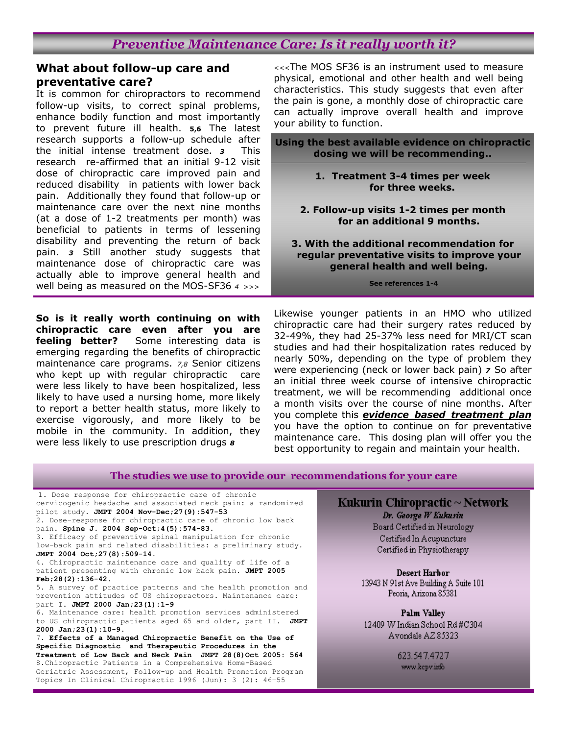## *Preventive Maintenance Care: Is it really worth it?*

### What about follow-up care and preventative care?

It is common for chiropractors to recommend follow-up visits, to correct spinal problems, enhance bodily function and most importantly to prevent future ill health. **5,6** The latest research supports a follow-up schedule after the initial intense treatment dose. ***3*** This research re-affirmed that an initial 9-12 visit dose of chiropractic care improved pain and reduced disability in patients with lower back pain. Additionally they found that follow-up or maintenance care over the next nine months (at a dose of 1-2 treatments per month) was beneficial to patients in terms of lessening disability and preventing the return of back pain. ***3*** Still another study suggests that maintenance dose of chiropractic care was actually able to improve general health and well being as measured on the MOS-SF36 *4* >>>

<<<The MOS SF36 is an instrument used to measure physical, emotional and other health and well being characteristics. This study suggests that even after the pain is gone, a monthly dose of chiropractic care can actually improve overall health and improve your ability to function.

**Using the best available evidence on chiropractic dosing we will be recommending..**

1. **Treatment 3-4 times per week for three weeks.**
2. **Follow-up visits 1-2 times per month for an additional 9 months.**
3. **With the additional recommendation for regular preventative visits to improve your general health and well being.**

**See references 1-4**

**So is it really worth continuing on with chiropractic care even after you are feeling better?** Some interesting data is emerging regarding the benefits of chiropractic maintenance care programs. *7,8* Senior citizens who kept up with regular chiropractic care were less likely to have been hospitalized, less likely to have used a nursing home, more likely to report a better health status, more likely to exercise vigorously, and more likely to be mobile in the community. In addition, they were less likely to use prescription drugs ***8***

Likewise younger patients in an HMO who utilized chiropractic care had their surgery rates reduced by 32-49%, they had 25-37% less need for MRI/CT scan studies and had their hospitalization rates reduced by nearly 50%, depending on the type of problem they were experiencing (neck or lower back pain) ***7*** So after an initial three week course of intensive chiropractic treatment, we will be recommending additional once a month visits over the course of nine months. After you complete this ***evidence based treatment plan*** you have the option to continue on for preventative maintenance care. This dosing plan will offer you the best opportunity to regain and maintain your health.

### The studies we use to provide our recommendations for your care

1. Dose response for chiropractic care of chronic cervicogenic headache and associated neck pain: a randomized pilot study. **JMPT 2004 Nov-Dec;27(9):547-53**
2. Dose-response for chiropractic care of chronic low back pain. **Spine J. 2004 Sep-Oct;4(5):574-83.**
3. Efficacy of preventive spinal manipulation for chronic low-back pain and related disabilities: a preliminary study. **JMPT 2004 Oct;27(8):509-14.**
4. Chiropractic maintenance care and quality of life of a patient presenting with chronic low back pain. **JMPT 2005 Feb;28(2):136-42.**
5. A survey of practice patterns and the health promotion and prevention attitudes of US chiropractors. Maintenance care: part I. **JMPT 2000 Jan;23(1):1-9**
6. Maintenance care: health promotion services administered to US chiropractic patients aged 65 and older, part II. **JMPT 2000 Jan;23(1):10-9.**
7. **Effects of a Managed Chiropractic Benefit on the Use of Specific Diagnostic and Therapeutic Procedures in the Treatment of Low Back and Neck Pain JMPT 28(8)Oct 2005: 564**
8. Chiropractic Patients in a Comprehensive Home-Based Geriatric Assessment, Follow-up and Health Promotion Program Topics In Clinical Chiropractic 1996 (Jun): 3 (2): 46-55

**Kukurin Chiropractic ~ Network**

*Dr. George W Kukurin*

Board Certified in Neurology

Certified In Acupuncture

Certified in Physiotherapy

**Desert Harbor**

13943 N 91st Ave Building A Suite 101

Peoria, Arizona 85381

**Palm Valley**

12409 W Indian School Rd #C304

Avondale AZ 85323

623.547.4727

www.kcpv.info